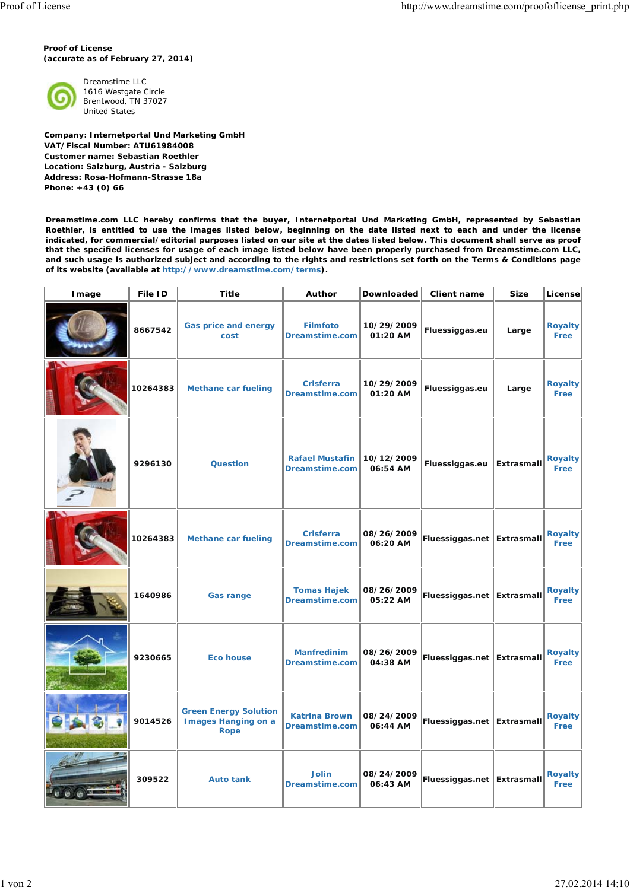**Proof of License**
**(accurate as of February 27, 2014)**

Dreamstime LLC
1616 Westgate Circle
Brentwood, TN 37027
United States

**Company: Internetportal Und Marketing GmbH**
**VAT/Fiscal Number: ATU61984008**
**Customer name: Sebastian Roethler**
**Location: Salzburg, Austria - Salzburg**
**Address: Rosa-Hofmann-Strasse 18a**
**Phone: +43 (0) 66**

**Dreamstime.com LLC hereby confirms that the buyer, Internetportal Und Marketing GmbH, represented by Sebastian Roethler, is entitled to use the images listed below, beginning on the date listed next to each and under the license indicated, for commercial/editorial purposes listed on our site at the dates listed below. This document shall serve as proof that the specified licenses for usage of each image listed below have been properly purchased from Dreamstime.com LLC, and such usage is authorized subject and according to the rights and restrictions set forth on the Terms & Conditions page of its website (available at http://www.dreamstime.com/terms).**

| Image | File ID | Title | Author | Downloaded | Client name | Size | License |
|---|---|---|---|---|---|---|---|
| | 8667542 | Gas price and energy cost | Filmfoto Dreamstime.com | 10/29/2009 01:20 AM | Fluessiggas.eu | Large | Royalty Free |
| | 10264383 | Methane car fueling | Crisferra Dreamstime.com | 10/29/2009 01:20 AM | Fluessiggas.eu | Large | Royalty Free |
| | 9296130 | Question | Rafael Mustafin Dreamstime.com | 10/12/2009 06:54 AM | Fluessiggas.eu | Extrasmall | Royalty Free |
| | 10264383 | Methane car fueling | Crisferra Dreamstime.com | 08/26/2009 06:20 AM | Fluessiggas.net | Extrasmall | Royalty Free |
| | 1640986 | Gas range | Tomas Hajek Dreamstime.com | 08/26/2009 05:22 AM | Fluessiggas.net | Extrasmall | Royalty Free |
| | 9230665 | Eco house | Manfredinim Dreamstime.com | 08/26/2009 04:38 AM | Fluessiggas.net | Extrasmall | Royalty Free |
| | 9014526 | Green Energy Solution Images Hanging on a Rope | Katrina Brown Dreamstime.com | 08/24/2009 06:44 AM | Fluessiggas.net | Extrasmall | Royalty Free |
| | 309522 | Auto tank | Jolin Dreamstime.com | 08/24/2009 06:43 AM | Fluessiggas.net | Extrasmall | Royalty Free |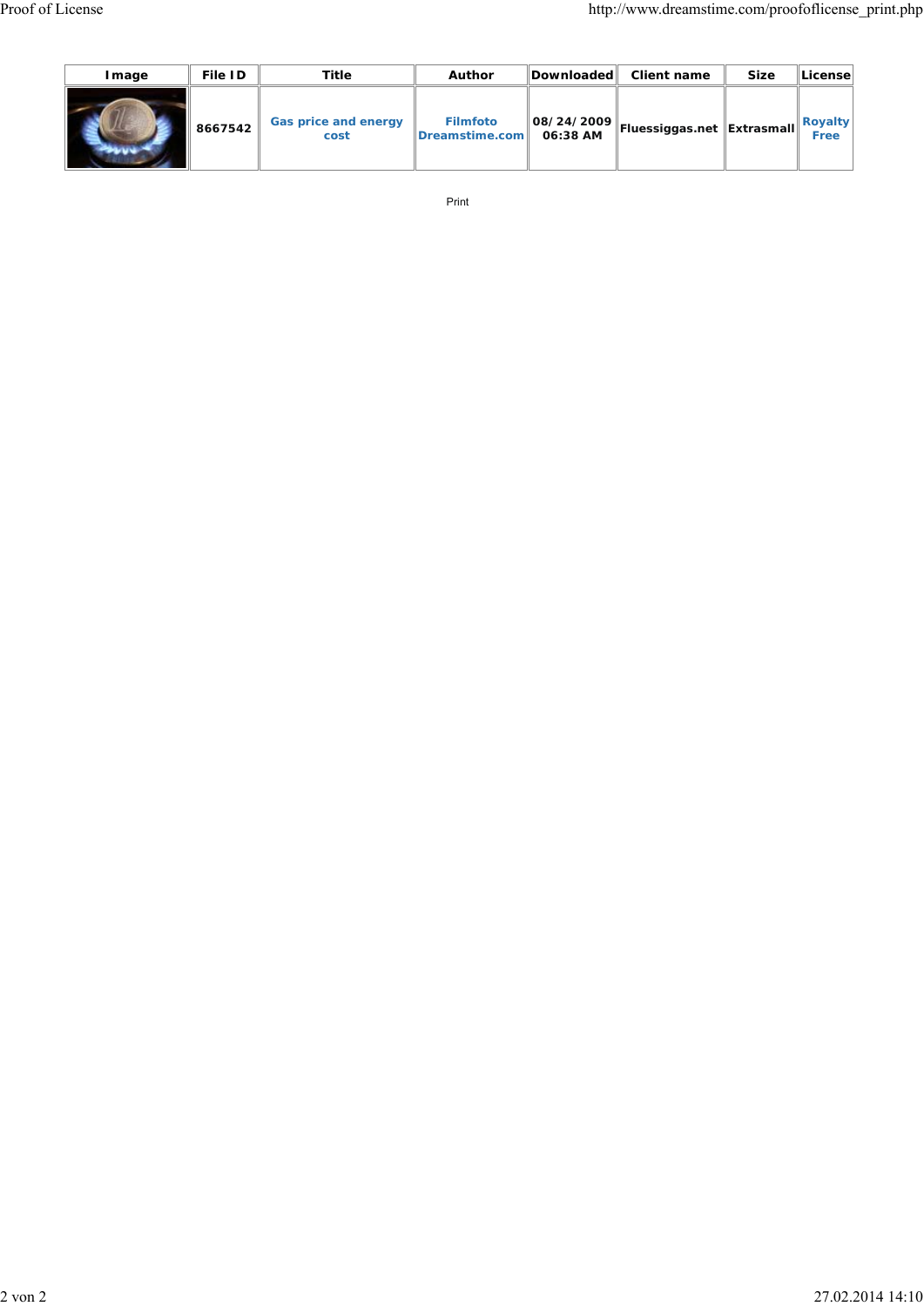| Image | File ID | Title | Author | Downloaded | Client name | Size | License |
| --- | --- | --- | --- | --- | --- | --- | --- |
| | 8667542 | Gas price and energy cost | Filmfoto Dreamstime.com | 08/24/2009 06:38 AM | Fluessiggas.net | Extrasmall | Royalty Free |

Print